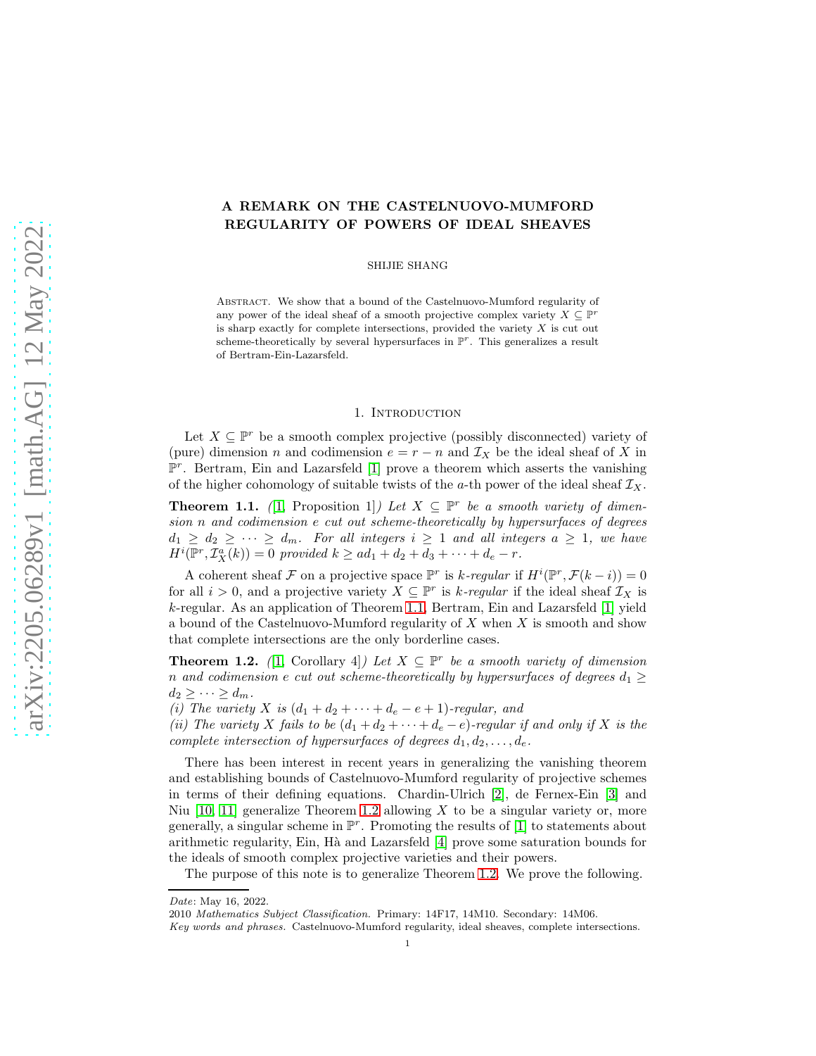# A REMARK ON THE CASTELNUOVO-MUMFORD REGULARITY OF POWERS OF IDEAL SHEAVES

SHIJIE SHANG

Abstract. We show that a bound of the Castelnuovo-Mumford regularity of any power of the ideal sheaf of a smooth projective complex variety $X \subseteq \mathbb{P}^r$ is sharp exactly for complete intersections, provided the variety $X$ is cut out scheme-theoretically by several hypersurfaces in $\mathbb{P}^r$. This generalizes a result of Bertram-Ein-Lazarsfeld.

## 1. Introduction

Let $X \subseteq \mathbb{P}^r$ be a smooth complex projective (possibly disconnected) variety of (pure) dimension $n$ and codimension $e = r - n$ and $\mathcal{I}_X$ be the ideal sheaf of $X$ in $\mathbb{P}^r$. Bertram, Ein and Lazarsfeld [1] prove a theorem which asserts the vanishing of the higher cohomology of suitable twists of the $a$-th power of the ideal sheaf $\mathcal{I}_X$.

**Theorem 1.1.** *([1, Proposition 1]) Let $X \subseteq \mathbb{P}^r$ be a smooth variety of dimension $n$ and codimension $e$ cut out scheme-theoretically by hypersurfaces of degrees $d_1 \geq d_2 \geq \cdots \geq d_m$. For all integers $i \geq 1$ and all integers $a \geq 1$, we have $H^i(\mathbb{P}^r, \mathcal{I}_X^a(k)) = 0$ provided $k \geq ad_1 + d_2 + d_3 + \cdots + d_e - r$.*

A coherent sheaf $\mathcal{F}$ on a projective space $\mathbb{P}^r$ is *$k$-regular* if $H^i(\mathbb{P}^r, \mathcal{F}(k - i)) = 0$ for all $i > 0$, and a projective variety $X \subseteq \mathbb{P}^r$ is *$k$-regular* if the ideal sheaf $\mathcal{I}_X$ is $k$-regular. As an application of Theorem 1.1, Bertram, Ein and Lazarsfeld [1] yield a bound of the Castelnuovo-Mumford regularity of $X$ when $X$ is smooth and show that complete intersections are the only borderline cases.

**Theorem 1.2.** *([1, Corollary 4]) Let $X \subseteq \mathbb{P}^r$ be a smooth variety of dimension $n$ and codimension $e$ cut out scheme-theoretically by hypersurfaces of degrees $d_1 \geq d_2 \geq \cdots \geq d_m$.*
*(i) The variety $X$ is $(d_1 + d_2 + \cdots + d_e - e + 1)$-regular, and*
*(ii) The variety $X$ fails to be $(d_1 + d_2 + \cdots + d_e - e)$-regular if and only if $X$ is the complete intersection of hypersurfaces of degrees $d_1, d_2, \ldots, d_e$.*

There has been interest in recent years in generalizing the vanishing theorem and establishing bounds of Castelnuovo-Mumford regularity of projective schemes in terms of their defining equations. Chardin-Ulrich [2], de Fernex-Ein [3] and Niu [10, 11] generalize Theorem 1.2 allowing $X$ to be a singular variety or, more generally, a singular scheme in $\mathbb{P}^r$. Promoting the results of [1] to statements about arithmetic regularity, Ein, Hà and Lazarsfeld [4] prove some saturation bounds for the ideals of smooth complex projective varieties and their powers.

The purpose of this note is to generalize Theorem 1.2. We prove the following.

---

*Date*: May 16, 2022.
2010 *Mathematics Subject Classification.* Primary: 14F17, 14M10. Secondary: 14M06.
*Key words and phrases.* Castelnuovo-Mumford regularity, ideal sheaves, complete intersections.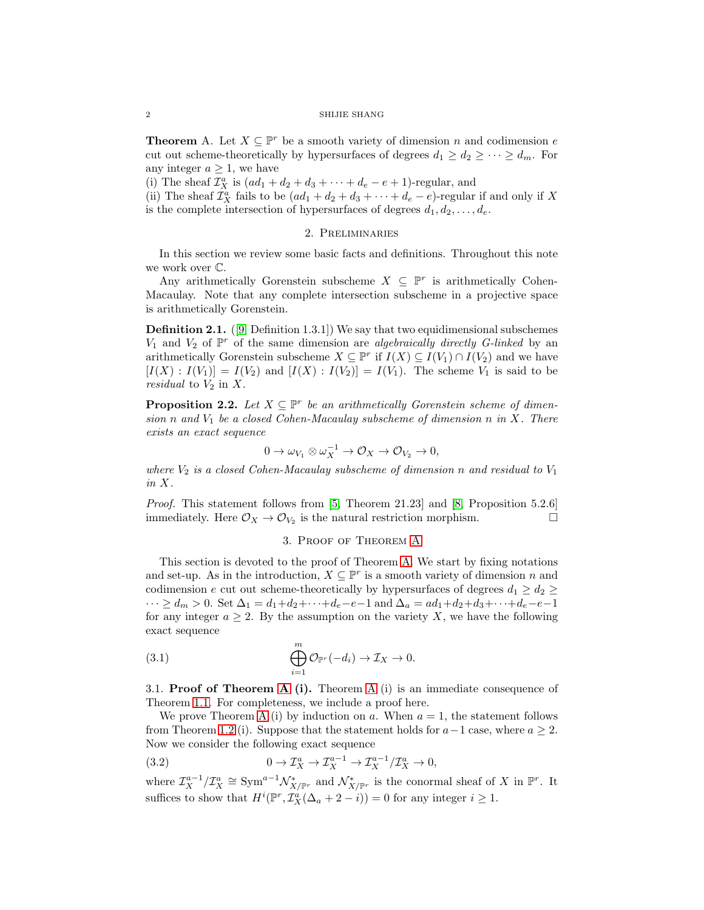**Theorem** A. Let $X \subseteq \mathbb{P}^r$ be a smooth variety of dimension $n$ and codimension $e$ cut out scheme-theoretically by hypersurfaces of degrees $d_1 \geq d_2 \geq \cdots \geq d_m$. For any integer $a \geq 1$, we have
(i) The sheaf $\mathcal{I}_X^a$ is $(ad_1 + d_2 + d_3 + \cdots + d_e - e + 1)$-regular, and
(ii) The sheaf $\mathcal{I}_X^a$ fails to be $(ad_1 + d_2 + d_3 + \cdots + d_e - e)$-regular if and only if $X$ is the complete intersection of hypersurfaces of degrees $d_1, d_2, \ldots, d_e$.

## 2. Preliminaries

In this section we review some basic facts and definitions. Throughout this note we work over $\mathbb{C}$.

Any arithmetically Gorenstein subscheme $X \subseteq \mathbb{P}^r$ is arithmetically Cohen-Macaulay. Note that any complete intersection subscheme in a projective space is arithmetically Gorenstein.

**Definition 2.1.** ([9, Definition 1.3.1]) We say that two equidimensional subschemes $V_1$ and $V_2$ of $\mathbb{P}^r$ of the same dimension are *algebraically directly G-linked* by an arithmetically Gorenstein subscheme $X \subseteq \mathbb{P}^r$ if $I(X) \subseteq I(V_1) \cap I(V_2)$ and we have $[I(X) : I(V_1)] = I(V_2)$ and $[I(X) : I(V_2)] = I(V_1)$. The scheme $V_1$ is said to be *residual* to $V_2$ in $X$.

**Proposition 2.2.** *Let $X \subseteq \mathbb{P}^r$ be an arithmetically Gorenstein scheme of dimension $n$ and $V_1$ be a closed Cohen-Macaulay subscheme of dimension $n$ in $X$. There exists an exact sequence*

$$0 \to \omega_{V_1} \otimes \omega_X^{-1} \to \mathcal{O}_X \to \mathcal{O}_{V_2} \to 0,$$

*where $V_2$ is a closed Cohen-Macaulay subscheme of dimension $n$ and residual to $V_1$ in $X$.*

*Proof.* This statement follows from [5, Theorem 21.23] and [8, Proposition 5.2.6] immediately. Here $\mathcal{O}_X \to \mathcal{O}_{V_2}$ is the natural restriction morphism. □

## 3. Proof of Theorem A

This section is devoted to the proof of Theorem A. We start by fixing notations and set-up. As in the introduction, $X \subseteq \mathbb{P}^r$ is a smooth variety of dimension $n$ and codimension $e$ cut out scheme-theoretically by hypersurfaces of degrees $d_1 \geq d_2 \geq \cdots \geq d_m > 0$. Set $\Delta_1 = d_1 + d_2 + \cdots + d_e - e - 1$ and $\Delta_a = ad_1 + d_2 + d_3 + \cdots + d_e - e - 1$ for any integer $a \geq 2$. By the assumption on the variety $X$, we have the following exact sequence

$$\bigoplus_{i=1}^{m} \mathcal{O}_{\mathbb{P}^r}(-d_i) \to \mathcal{I}_X \to 0. \tag{3.1}$$

**3.1. Proof of Theorem A (i).** Theorem A (i) is an immediate consequence of Theorem 1.1. For completeness, we include a proof here.

We prove Theorem A (i) by induction on $a$. When $a = 1$, the statement follows from Theorem 1.2 (i). Suppose that the statement holds for $a-1$ case, where $a \geq 2$. Now we consider the following exact sequence

$$0 \to \mathcal{I}_X^a \to \mathcal{I}_X^{a-1} \to \mathcal{I}_X^{a-1}/\mathcal{I}_X^a \to 0, \tag{3.2}$$

where $\mathcal{I}_X^{a-1}/\mathcal{I}_X^a \cong \mathrm{Sym}^{a-1}\mathcal{N}_{X/\mathbb{P}^r}^*$ and $\mathcal{N}_{X/\mathbb{P}^r}^*$ is the conormal sheaf of $X$ in $\mathbb{P}^r$. It suffices to show that $H^i(\mathbb{P}^r, \mathcal{I}_X^a(\Delta_a + 2 - i)) = 0$ for any integer $i \geq 1$.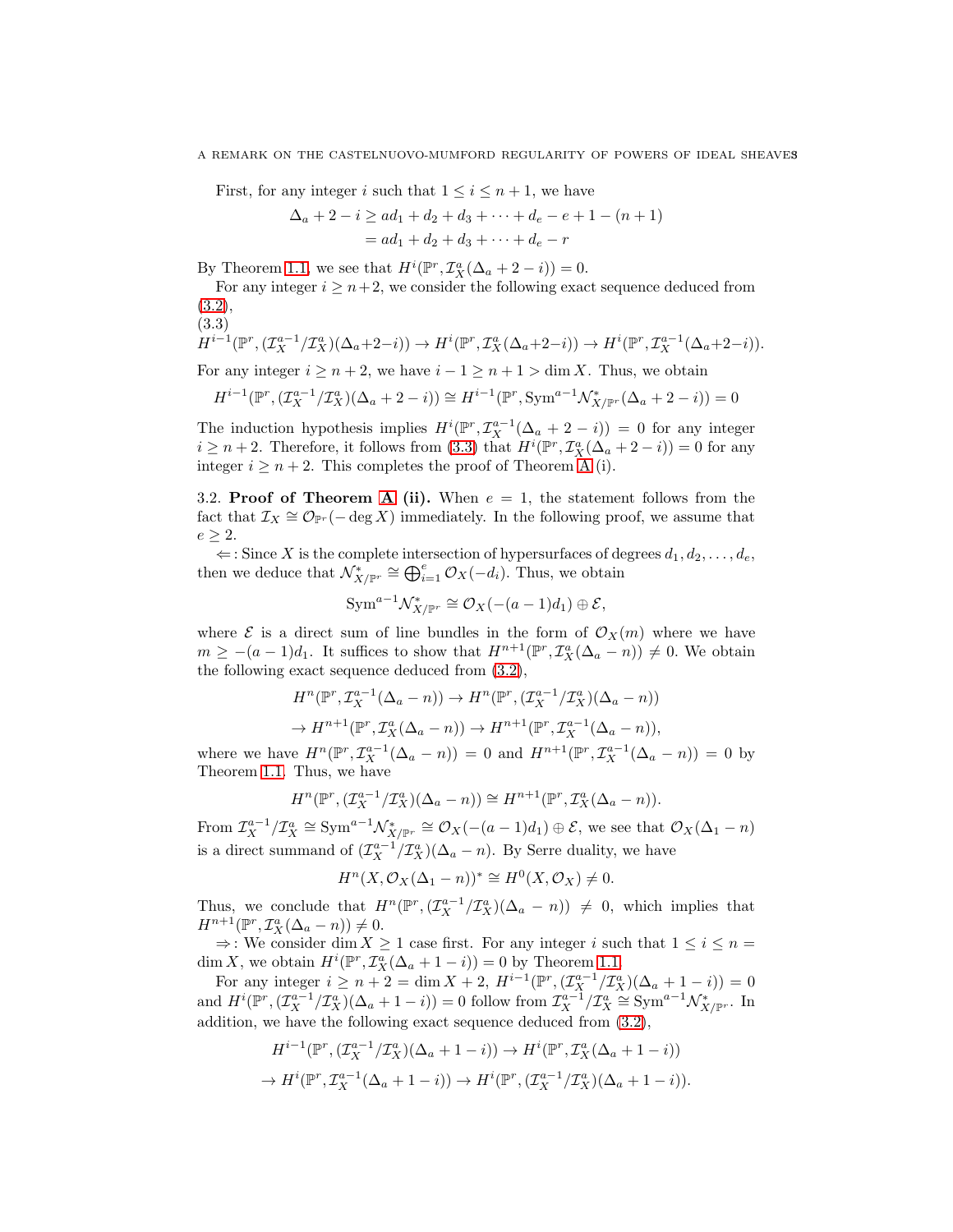First, for any integer $i$ such that $1 \leq i \leq n+1$, we have

$$\begin{aligned}\Delta_a + 2 - i &\geq ad_1 + d_2 + d_3 + \cdots + d_e - e + 1 - (n+1) \\ &= ad_1 + d_2 + d_3 + \cdots + d_e - r\end{aligned}$$

By Theorem 1.1, we see that $H^i(\mathbb{P}^r, \mathcal{I}_X^a(\Delta_a + 2 - i)) = 0$.

For any integer $i \geq n+2$, we consider the following exact sequence deduced from (3.2),

(3.3)

$$H^{i-1}(\mathbb{P}^r, (\mathcal{I}_X^{a-1}/\mathcal{I}_X^a)(\Delta_a+2-i)) \to H^i(\mathbb{P}^r, \mathcal{I}_X^a(\Delta_a+2-i)) \to H^i(\mathbb{P}^r, \mathcal{I}_X^{a-1}(\Delta_a+2-i)).$$

For any integer $i \geq n+2$, we have $i-1 \geq n+1 > \dim X$. Thus, we obtain

$$H^{i-1}(\mathbb{P}^r, (\mathcal{I}_X^{a-1}/\mathcal{I}_X^a)(\Delta_a + 2 - i)) \cong H^{i-1}(\mathbb{P}^r, \mathrm{Sym}^{a-1}\mathcal{N}^*_{X/\mathbb{P}^r}(\Delta_a + 2 - i)) = 0$$

The induction hypothesis implies $H^i(\mathbb{P}^r, \mathcal{I}_X^{a-1}(\Delta_a + 2 - i)) = 0$ for any integer $i \geq n+2$. Therefore, it follows from (3.3) that $H^i(\mathbb{P}^r, \mathcal{I}_X^a(\Delta_a + 2 - i)) = 0$ for any integer $i \geq n+2$. This completes the proof of Theorem A (i).

3.2. **Proof of Theorem A (ii).** When $e = 1$, the statement follows from the fact that $\mathcal{I}_X \cong \mathcal{O}_{\mathbb{P}^r}(-\deg X)$ immediately. In the following proof, we assume that $e \geq 2$.

$\Leftarrow$: Since $X$ is the complete intersection of hypersurfaces of degrees $d_1, d_2, \ldots, d_e$, then we deduce that $\mathcal{N}^*_{X/\mathbb{P}^r} \cong \bigoplus_{i=1}^e \mathcal{O}_X(-d_i)$. Thus, we obtain

$$\mathrm{Sym}^{a-1}\mathcal{N}^*_{X/\mathbb{P}^r} \cong \mathcal{O}_X(-(a-1)d_1) \oplus \mathcal{E},$$

where $\mathcal{E}$ is a direct sum of line bundles in the form of $\mathcal{O}_X(m)$ where we have $m \geq -(a-1)d_1$. It suffices to show that $H^{n+1}(\mathbb{P}^r, \mathcal{I}_X^a(\Delta_a - n)) \neq 0$. We obtain the following exact sequence deduced from (3.2),

$$\begin{aligned}&H^n(\mathbb{P}^r, \mathcal{I}_X^{a-1}(\Delta_a - n)) \to H^n(\mathbb{P}^r, (\mathcal{I}_X^{a-1}/\mathcal{I}_X^a)(\Delta_a - n)) \\ &\to H^{n+1}(\mathbb{P}^r, \mathcal{I}_X^a(\Delta_a - n)) \to H^{n+1}(\mathbb{P}^r, \mathcal{I}_X^{a-1}(\Delta_a - n)),\end{aligned}$$

where we have $H^n(\mathbb{P}^r, \mathcal{I}_X^{a-1}(\Delta_a - n)) = 0$ and $H^{n+1}(\mathbb{P}^r, \mathcal{I}_X^{a-1}(\Delta_a - n)) = 0$ by Theorem 1.1. Thus, we have

$$H^n(\mathbb{P}^r, (\mathcal{I}_X^{a-1}/\mathcal{I}_X^a)(\Delta_a - n)) \cong H^{n+1}(\mathbb{P}^r, \mathcal{I}_X^a(\Delta_a - n)).$$

From $\mathcal{I}_X^{a-1}/\mathcal{I}_X^a \cong \mathrm{Sym}^{a-1}\mathcal{N}^*_{X/\mathbb{P}^r} \cong \mathcal{O}_X(-(a-1)d_1) \oplus \mathcal{E}$, we see that $\mathcal{O}_X(\Delta_1 - n)$ is a direct summand of $(\mathcal{I}_X^{a-1}/\mathcal{I}_X^a)(\Delta_a - n)$. By Serre duality, we have

$$H^n(X, \mathcal{O}_X(\Delta_1 - n))^* \cong H^0(X, \mathcal{O}_X) \neq 0.$$

Thus, we conclude that $H^n(\mathbb{P}^r, (\mathcal{I}_X^{a-1}/\mathcal{I}_X^a)(\Delta_a - n)) \neq 0$, which implies that $H^{n+1}(\mathbb{P}^r, \mathcal{I}_X^a(\Delta_a - n)) \neq 0$.

$\Rightarrow$: We consider $\dim X \geq 1$ case first. For any integer $i$ such that $1 \leq i \leq n = \dim X$, we obtain $H^i(\mathbb{P}^r, \mathcal{I}_X^a(\Delta_a + 1 - i)) = 0$ by Theorem 1.1.

For any integer $i \geq n+2 = \dim X + 2$, $H^{i-1}(\mathbb{P}^r, (\mathcal{I}_X^{a-1}/\mathcal{I}_X^a)(\Delta_a + 1 - i)) = 0$ and $H^i(\mathbb{P}^r, (\mathcal{I}_X^{a-1}/\mathcal{I}_X^a)(\Delta_a + 1 - i)) = 0$ follow from $\mathcal{I}_X^{a-1}/\mathcal{I}_X^a \cong \mathrm{Sym}^{a-1}\mathcal{N}^*_{X/\mathbb{P}^r}$. In addition, we have the following exact sequence deduced from (3.2),

$$\begin{aligned}&H^{i-1}(\mathbb{P}^r, (\mathcal{I}_X^{a-1}/\mathcal{I}_X^a)(\Delta_a + 1 - i)) \to H^i(\mathbb{P}^r, \mathcal{I}_X^a(\Delta_a + 1 - i)) \\ &\to H^i(\mathbb{P}^r, \mathcal{I}_X^{a-1}(\Delta_a + 1 - i)) \to H^i(\mathbb{P}^r, (\mathcal{I}_X^{a-1}/\mathcal{I}_X^a)(\Delta_a + 1 - i)).\end{aligned}$$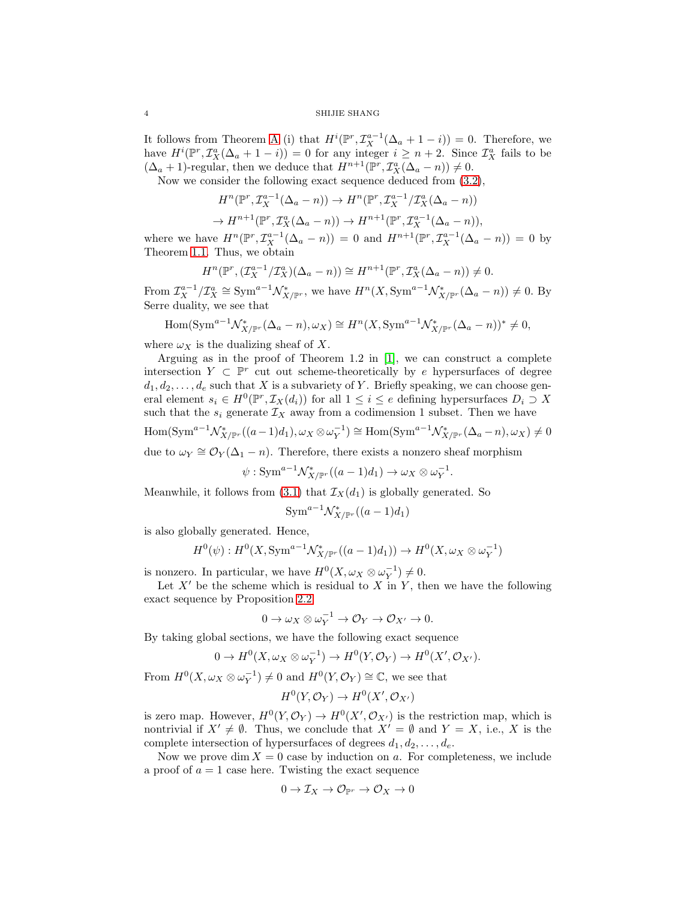It follows from Theorem A (i) that $H^i(\mathbb{P}^r, \mathcal{I}_X^{a-1}(\Delta_a + 1 - i)) = 0$. Therefore, we have $H^i(\mathbb{P}^r, \mathcal{I}_X^a(\Delta_a + 1 - i)) = 0$ for any integer $i \geq n+2$. Since $\mathcal{I}_X^a$ fails to be $(\Delta_a + 1)$-regular, then we deduce that $H^{n+1}(\mathbb{P}^r, \mathcal{I}_X^a(\Delta_a - n)) \neq 0$.

Now we consider the following exact sequence deduced from (3.2),

$$H^n(\mathbb{P}^r, \mathcal{I}_X^{a-1}(\Delta_a - n)) \to H^n(\mathbb{P}^r, \mathcal{I}_X^{a-1}/\mathcal{I}_X^a(\Delta_a - n))$$
$$\to H^{n+1}(\mathbb{P}^r, \mathcal{I}_X^a(\Delta_a - n)) \to H^{n+1}(\mathbb{P}^r, \mathcal{I}_X^{a-1}(\Delta_a - n)),$$

where we have $H^n(\mathbb{P}^r, \mathcal{I}_X^{a-1}(\Delta_a - n)) = 0$ and $H^{n+1}(\mathbb{P}^r, \mathcal{I}_X^{a-1}(\Delta_a - n)) = 0$ by Theorem 1.1. Thus, we obtain

$$H^n(\mathbb{P}^r, (\mathcal{I}_X^{a-1}/\mathcal{I}_X^a)(\Delta_a - n)) \cong H^{n+1}(\mathbb{P}^r, \mathcal{I}_X^a(\Delta_a - n)) \neq 0.$$

From $\mathcal{I}_X^{a-1}/\mathcal{I}_X^a \cong \operatorname{Sym}^{a-1}\mathcal{N}^*_{X/\mathbb{P}^r}$, we have $H^n(X, \operatorname{Sym}^{a-1}\mathcal{N}^*_{X/\mathbb{P}^r}(\Delta_a - n)) \neq 0$. By Serre duality, we see that

$$\operatorname{Hom}(\operatorname{Sym}^{a-1}\mathcal{N}^*_{X/\mathbb{P}^r}(\Delta_a - n), \omega_X) \cong H^n(X, \operatorname{Sym}^{a-1}\mathcal{N}^*_{X/\mathbb{P}^r}(\Delta_a - n))^* \neq 0,$$

where $\omega_X$ is the dualizing sheaf of $X$.

Arguing as in the proof of Theorem 1.2 in [1], we can construct a complete intersection $Y \subset \mathbb{P}^r$ cut out scheme-theoretically by $e$ hypersurfaces of degree $d_1, d_2, \ldots, d_e$ such that $X$ is a subvariety of $Y$. Briefly speaking, we can choose general element $s_i \in H^0(\mathbb{P}^r, \mathcal{I}_X(d_i))$ for all $1 \leq i \leq e$ defining hypersurfaces $D_i \supset X$ such that the $s_i$ generate $\mathcal{I}_X$ away from a codimension 1 subset. Then we have

$$\operatorname{Hom}(\operatorname{Sym}^{a-1}\mathcal{N}^*_{X/\mathbb{P}^r}((a-1)d_1), \omega_X \otimes \omega_Y^{-1}) \cong \operatorname{Hom}(\operatorname{Sym}^{a-1}\mathcal{N}^*_{X/\mathbb{P}^r}(\Delta_a - n), \omega_X) \neq 0$$

due to $\omega_Y \cong \mathcal{O}_Y(\Delta_1 - n)$. Therefore, there exists a nonzero sheaf morphism

$$\psi : \operatorname{Sym}^{a-1}\mathcal{N}^*_{X/\mathbb{P}^r}((a-1)d_1) \to \omega_X \otimes \omega_Y^{-1}.$$

Meanwhile, it follows from (3.1) that $\mathcal{I}_X(d_1)$ is globally generated. So

$$\operatorname{Sym}^{a-1}\mathcal{N}^*_{X/\mathbb{P}^r}((a-1)d_1)$$

is also globally generated. Hence,

$$H^0(\psi) : H^0(X, \operatorname{Sym}^{a-1}\mathcal{N}^*_{X/\mathbb{P}^r}((a-1)d_1)) \to H^0(X, \omega_X \otimes \omega_Y^{-1})$$

is nonzero. In particular, we have $H^0(X, \omega_X \otimes \omega_Y^{-1}) \neq 0$.

Let $X'$ be the scheme which is residual to $X$ in $Y$, then we have the following exact sequence by Proposition 2.2

$$0 \to \omega_X \otimes \omega_Y^{-1} \to \mathcal{O}_Y \to \mathcal{O}_{X'} \to 0.$$

By taking global sections, we have the following exact sequence

$$0 \to H^0(X, \omega_X \otimes \omega_Y^{-1}) \to H^0(Y, \mathcal{O}_Y) \to H^0(X', \mathcal{O}_{X'}).$$

From $H^0(X, \omega_X \otimes \omega_Y^{-1}) \neq 0$ and $H^0(Y, \mathcal{O}_Y) \cong \mathbb{C}$, we see that

$$H^0(Y, \mathcal{O}_Y) \to H^0(X', \mathcal{O}_{X'})$$

is zero map. However, $H^0(Y, \mathcal{O}_Y) \to H^0(X', \mathcal{O}_{X'})$ is the restriction map, which is nontrivial if $X' \neq \emptyset$. Thus, we conclude that $X' = \emptyset$ and $Y = X$, i.e., $X$ is the complete intersection of hypersurfaces of degrees $d_1, d_2, \ldots, d_e$.

Now we prove $\dim X = 0$ case by induction on $a$. For completeness, we include a proof of $a = 1$ case here. Twisting the exact sequence

$$0 \to \mathcal{I}_X \to \mathcal{O}_{\mathbb{P}^r} \to \mathcal{O}_X \to 0$$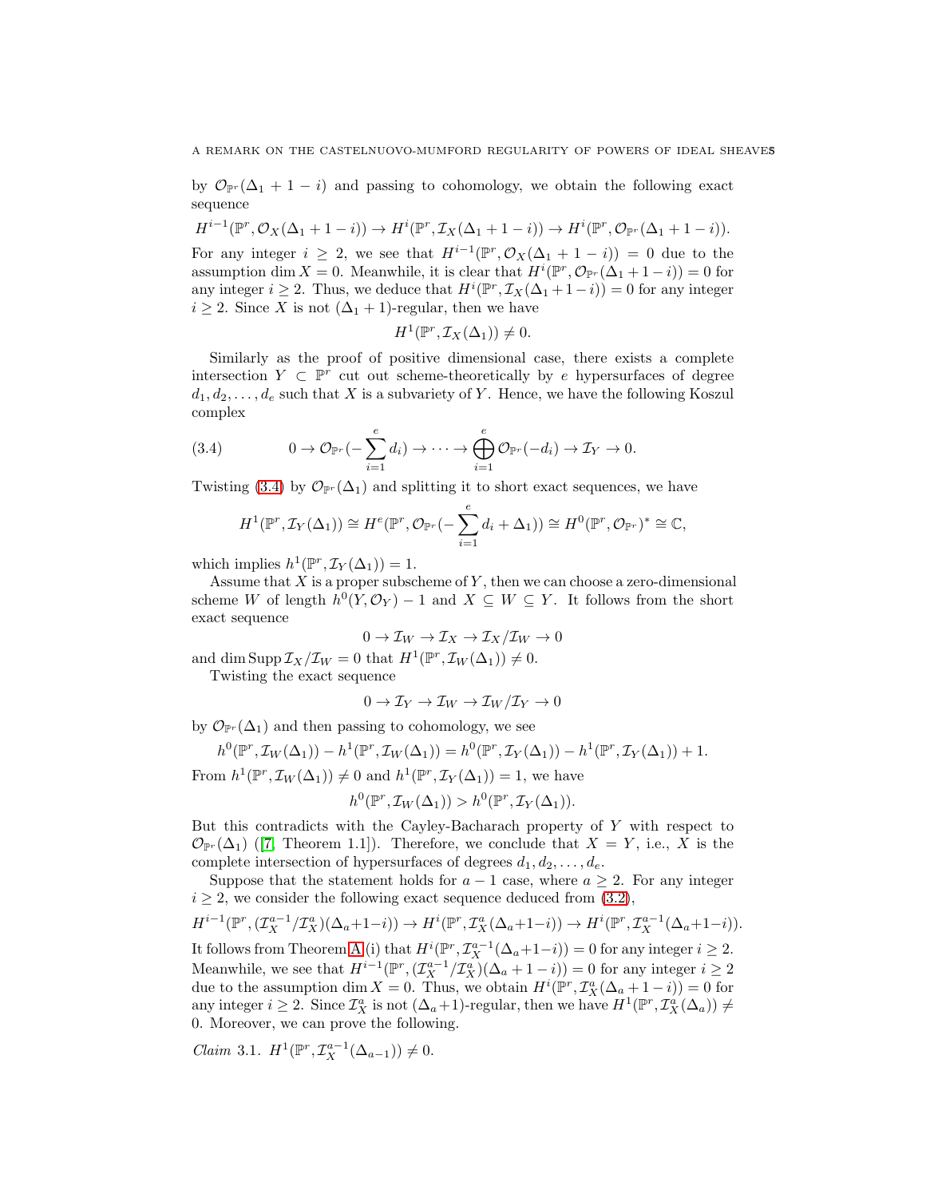by $\mathcal{O}_{\mathbb{P}^r}(\Delta_1+1-i)$ and passing to cohomology, we obtain the following exact sequence

$$H^{i-1}(\mathbb{P}^r,\mathcal{O}_X(\Delta_1+1-i)) \to H^i(\mathbb{P}^r,\mathcal{I}_X(\Delta_1+1-i)) \to H^i(\mathbb{P}^r,\mathcal{O}_{\mathbb{P}^r}(\Delta_1+1-i)).$$

For any integer $i \geq 2$, we see that $H^{i-1}(\mathbb{P}^r,\mathcal{O}_X(\Delta_1+1-i)) = 0$ due to the assumption $\dim X = 0$. Meanwhile, it is clear that $H^i(\mathbb{P}^r,\mathcal{O}_{\mathbb{P}^r}(\Delta_1+1-i)) = 0$ for any integer $i \geq 2$. Thus, we deduce that $H^i(\mathbb{P}^r,\mathcal{I}_X(\Delta_1+1-i)) = 0$ for any integer $i \geq 2$. Since $X$ is not $(\Delta_1+1)$-regular, then we have

$$H^1(\mathbb{P}^r,\mathcal{I}_X(\Delta_1)) \neq 0.$$

Similarly as the proof of positive dimensional case, there exists a complete intersection $Y \subset \mathbb{P}^r$ cut out scheme-theoretically by $e$ hypersurfaces of degree $d_1, d_2, \ldots, d_e$ such that $X$ is a subvariety of $Y$. Hence, we have the following Koszul complex

$$0 \to \mathcal{O}_{\mathbb{P}^r}(-\sum_{i=1}^{e} d_i) \to \cdots \to \bigoplus_{i=1}^{e}\mathcal{O}_{\mathbb{P}^r}(-d_i) \to \mathcal{I}_Y \to 0. \tag{3.4}$$

Twisting (3.4) by $\mathcal{O}_{\mathbb{P}^r}(\Delta_1)$ and splitting it to short exact sequences, we have

$$H^1(\mathbb{P}^r,\mathcal{I}_Y(\Delta_1)) \cong H^e(\mathbb{P}^r,\mathcal{O}_{\mathbb{P}^r}(-\sum_{i=1}^{e} d_i + \Delta_1)) \cong H^0(\mathbb{P}^r,\mathcal{O}_{\mathbb{P}^r})^* \cong \mathbb{C},$$

which implies $h^1(\mathbb{P}^r,\mathcal{I}_Y(\Delta_1)) = 1$.

Assume that $X$ is a proper subscheme of $Y$, then we can choose a zero-dimensional scheme $W$ of length $h^0(Y,\mathcal{O}_Y) - 1$ and $X \subseteq W \subseteq Y$. It follows from the short exact sequence

$$0 \to \mathcal{I}_W \to \mathcal{I}_X \to \mathcal{I}_X/\mathcal{I}_W \to 0$$

and $\dim \operatorname{Supp} \mathcal{I}_X/\mathcal{I}_W = 0$ that $H^1(\mathbb{P}^r,\mathcal{I}_W(\Delta_1)) \neq 0$.

Twisting the exact sequence

$$0 \to \mathcal{I}_Y \to \mathcal{I}_W \to \mathcal{I}_W/\mathcal{I}_Y \to 0$$

by $\mathcal{O}_{\mathbb{P}^r}(\Delta_1)$ and then passing to cohomology, we see

$$h^0(\mathbb{P}^r,\mathcal{I}_W(\Delta_1)) - h^1(\mathbb{P}^r,\mathcal{I}_W(\Delta_1)) = h^0(\mathbb{P}^r,\mathcal{I}_Y(\Delta_1)) - h^1(\mathbb{P}^r,\mathcal{I}_Y(\Delta_1)) + 1.$$

From $h^1(\mathbb{P}^r,\mathcal{I}_W(\Delta_1)) \neq 0$ and $h^1(\mathbb{P}^r,\mathcal{I}_Y(\Delta_1)) = 1$, we have

$$h^0(\mathbb{P}^r,\mathcal{I}_W(\Delta_1)) > h^0(\mathbb{P}^r,\mathcal{I}_Y(\Delta_1)).$$

But this contradicts with the Cayley-Bacharach property of $Y$ with respect to $\mathcal{O}_{\mathbb{P}^r}(\Delta_1)$ ([7, Theorem 1.1]). Therefore, we conclude that $X = Y$, i.e., $X$ is the complete intersection of hypersurfaces of degrees $d_1, d_2, \ldots, d_e$.

Suppose that the statement holds for $a-1$ case, where $a \geq 2$. For any integer $i \geq 2$, we consider the following exact sequence deduced from (3.2),

$$H^{i-1}(\mathbb{P}^r,(\mathcal{I}_X^{a-1}/\mathcal{I}_X^a)(\Delta_a+1-i)) \to H^i(\mathbb{P}^r,\mathcal{I}_X^a(\Delta_a+1-i)) \to H^i(\mathbb{P}^r,\mathcal{I}_X^{a-1}(\Delta_a+1-i)).$$

It follows from Theorem A (i) that $H^i(\mathbb{P}^r,\mathcal{I}_X^{a-1}(\Delta_a+1-i)) = 0$ for any integer $i \geq 2$. Meanwhile, we see that $H^{i-1}(\mathbb{P}^r,(\mathcal{I}_X^{a-1}/\mathcal{I}_X^a)(\Delta_a+1-i)) = 0$ for any integer $i \geq 2$ due to the assumption $\dim X = 0$. Thus, we obtain $H^i(\mathbb{P}^r,\mathcal{I}_X^a(\Delta_a+1-i)) = 0$ for any integer $i \geq 2$. Since $\mathcal{I}_X^a$ is not $(\Delta_a+1)$-regular, then we have $H^1(\mathbb{P}^r,\mathcal{I}_X^a(\Delta_a)) \neq 0$. Moreover, we can prove the following.

*Claim* 3.1. $H^1(\mathbb{P}^r,\mathcal{I}_X^{a-1}(\Delta_{a-1})) \neq 0$.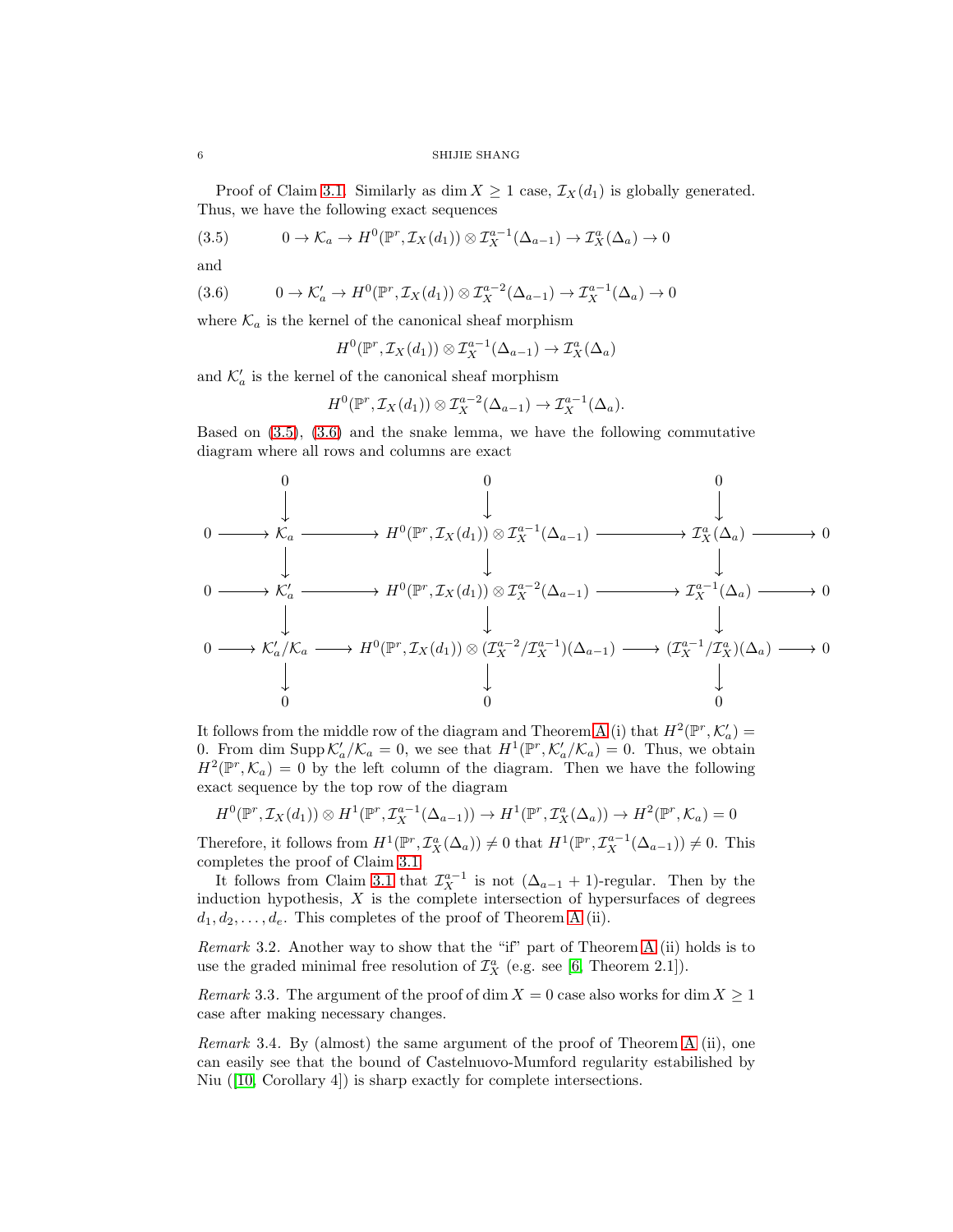*Proof of Claim 3.1.* Similarly as $\dim X \geq 1$ case, $\mathcal{I}_X(d_1)$ is globally generated. Thus, we have the following exact sequences

$$0 \to \mathcal{K}_a \to H^0(\mathbb{P}^r, \mathcal{I}_X(d_1)) \otimes \mathcal{I}_X^{a-1}(\Delta_{a-1}) \to \mathcal{I}_X^a(\Delta_a) \to 0 \tag{3.5}$$

and

$$0 \to \mathcal{K}'_a \to H^0(\mathbb{P}^r, \mathcal{I}_X(d_1)) \otimes \mathcal{I}_X^{a-2}(\Delta_{a-1}) \to \mathcal{I}_X^{a-1}(\Delta_a) \to 0 \tag{3.6}$$

where $\mathcal{K}_a$ is the kernel of the canonical sheaf morphism

$$H^0(\mathbb{P}^r, \mathcal{I}_X(d_1)) \otimes \mathcal{I}_X^{a-1}(\Delta_{a-1}) \to \mathcal{I}_X^a(\Delta_a)$$

and $\mathcal{K}'_a$ is the kernel of the canonical sheaf morphism

$$H^0(\mathbb{P}^r, \mathcal{I}_X(d_1)) \otimes \mathcal{I}_X^{a-2}(\Delta_{a-1}) \to \mathcal{I}_X^{a-1}(\Delta_a).$$

Based on (3.5), (3.6) and the snake lemma, we have the following commutative diagram where all rows and columns are exact

$$\begin{array}{ccccccccc}
 & & 0 & & 0 & & 0 & & \\
 & & \downarrow & & \downarrow & & \downarrow & & \\
0 & \to & \mathcal{K}_a & \to & H^0(\mathbb{P}^r, \mathcal{I}_X(d_1)) \otimes \mathcal{I}_X^{a-1}(\Delta_{a-1}) & \to & \mathcal{I}_X^a(\Delta_a) & \to & 0 \\
 & & \downarrow & & \downarrow & & \downarrow & & \\
0 & \to & \mathcal{K}'_a & \to & H^0(\mathbb{P}^r, \mathcal{I}_X(d_1)) \otimes \mathcal{I}_X^{a-2}(\Delta_{a-1}) & \to & \mathcal{I}_X^{a-1}(\Delta_a) & \to & 0 \\
 & & \downarrow & & \downarrow & & \downarrow & & \\
0 & \to & \mathcal{K}'_a/\mathcal{K}_a & \to & H^0(\mathbb{P}^r, \mathcal{I}_X(d_1)) \otimes (\mathcal{I}_X^{a-2}/\mathcal{I}_X^{a-1})(\Delta_{a-1}) & \to & (\mathcal{I}_X^{a-1}/\mathcal{I}_X^a)(\Delta_a) & \to & 0 \\
 & & \downarrow & & \downarrow & & \downarrow & & \\
 & & 0 & & 0 & & 0 & &
\end{array}$$

It follows from the middle row of the diagram and Theorem A (i) that $H^2(\mathbb{P}^r, \mathcal{K}'_a) = 0$. From $\dim \operatorname{Supp} \mathcal{K}'_a/\mathcal{K}_a = 0$, we see that $H^1(\mathbb{P}^r, \mathcal{K}'_a/\mathcal{K}_a) = 0$. Thus, we obtain $H^2(\mathbb{P}^r, \mathcal{K}_a) = 0$ by the left column of the diagram. Then we have the following exact sequence by the top row of the diagram

$$H^0(\mathbb{P}^r, \mathcal{I}_X(d_1)) \otimes H^1(\mathbb{P}^r, \mathcal{I}_X^{a-1}(\Delta_{a-1})) \to H^1(\mathbb{P}^r, \mathcal{I}_X^a(\Delta_a)) \to H^2(\mathbb{P}^r, \mathcal{K}_a) = 0$$

Therefore, it follows from $H^1(\mathbb{P}^r, \mathcal{I}_X^a(\Delta_a)) \neq 0$ that $H^1(\mathbb{P}^r, \mathcal{I}_X^{a-1}(\Delta_{a-1})) \neq 0$. This completes the proof of Claim 3.1.

It follows from Claim 3.1 that $\mathcal{I}_X^{a-1}$ is not $(\Delta_{a-1}+1)$-regular. Then by the induction hypothesis, $X$ is the complete intersection of hypersurfaces of degrees $d_1, d_2, \ldots, d_e$. This completes of the proof of Theorem A (ii).

*Remark* 3.2. Another way to show that the "if" part of Theorem A (ii) holds is to use the graded minimal free resolution of $\mathcal{I}_X^a$ (e.g. see [6, Theorem 2.1]).

*Remark* 3.3. The argument of the proof of $\dim X = 0$ case also works for $\dim X \geq 1$ case after making necessary changes.

*Remark* 3.4. By (almost) the same argument of the proof of Theorem A (ii), one can easily see that the bound of Castelnuovo-Mumford regularity estabilished by Niu ([10, Corollary 4]) is sharp exactly for complete intersections.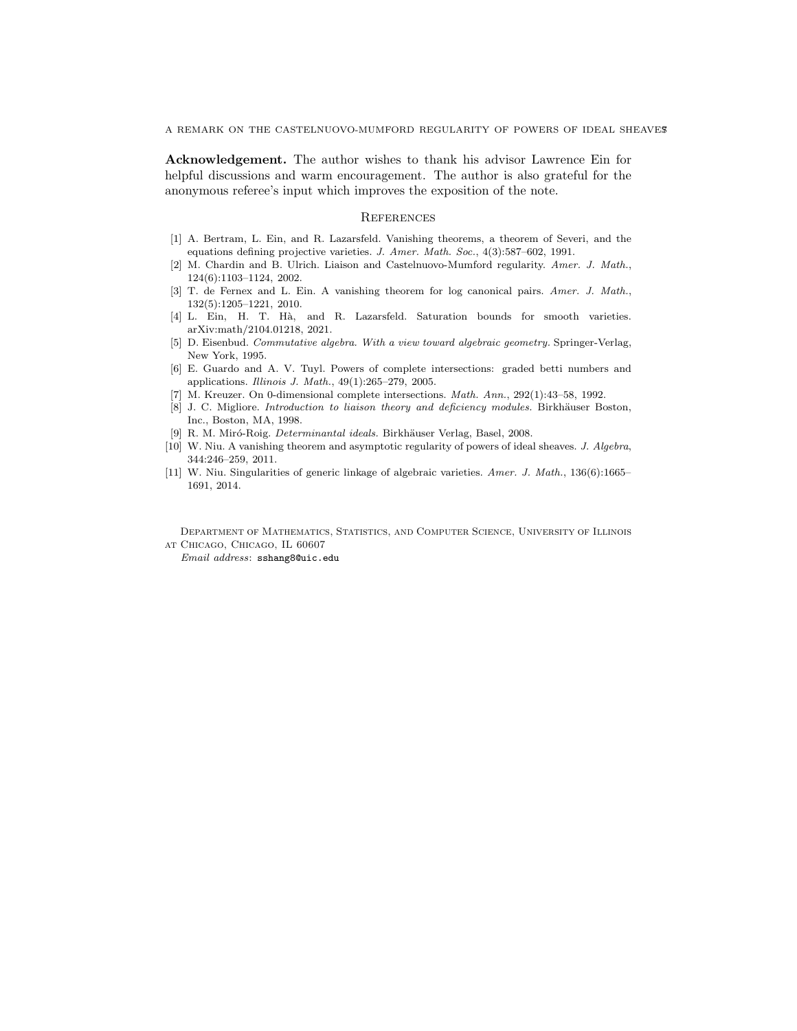**Acknowledgement.** The author wishes to thank his advisor Lawrence Ein for helpful discussions and warm encouragement. The author is also grateful for the anonymous referee's input which improves the exposition of the note.

## References

[1] A. Bertram, L. Ein, and R. Lazarsfeld. Vanishing theorems, a theorem of Severi, and the equations defining projective varieties. *J. Amer. Math. Soc.*, 4(3):587–602, 1991.

[2] M. Chardin and B. Ulrich. Liaison and Castelnuovo-Mumford regularity. *Amer. J. Math.*, 124(6):1103–1124, 2002.

[3] T. de Fernex and L. Ein. A vanishing theorem for log canonical pairs. *Amer. J. Math.*, 132(5):1205–1221, 2010.

[4] L. Ein, H. T. Hà, and R. Lazarsfeld. Saturation bounds for smooth varieties. arXiv:math/2104.01218, 2021.

[5] D. Eisenbud. *Commutative algebra. With a view toward algebraic geometry.* Springer-Verlag, New York, 1995.

[6] E. Guardo and A. V. Tuyl. Powers of complete intersections: graded betti numbers and applications. *Illinois J. Math.*, 49(1):265–279, 2005.

[7] M. Kreuzer. On 0-dimensional complete intersections. *Math. Ann.*, 292(1):43–58, 1992.

[8] J. C. Migliore. *Introduction to liaison theory and deficiency modules.* Birkhäuser Boston, Inc., Boston, MA, 1998.

[9] R. M. Miró-Roig. *Determinantal ideals.* Birkhäuser Verlag, Basel, 2008.

[10] W. Niu. A vanishing theorem and asymptotic regularity of powers of ideal sheaves. *J. Algebra*, 344:246–259, 2011.

[11] W. Niu. Singularities of generic linkage of algebraic varieties. *Amer. J. Math.*, 136(6):1665–1691, 2014.

Department of Mathematics, Statistics, and Computer Science, University of Illinois at Chicago, Chicago, IL 60607

*Email address*: sshang8@uic.edu